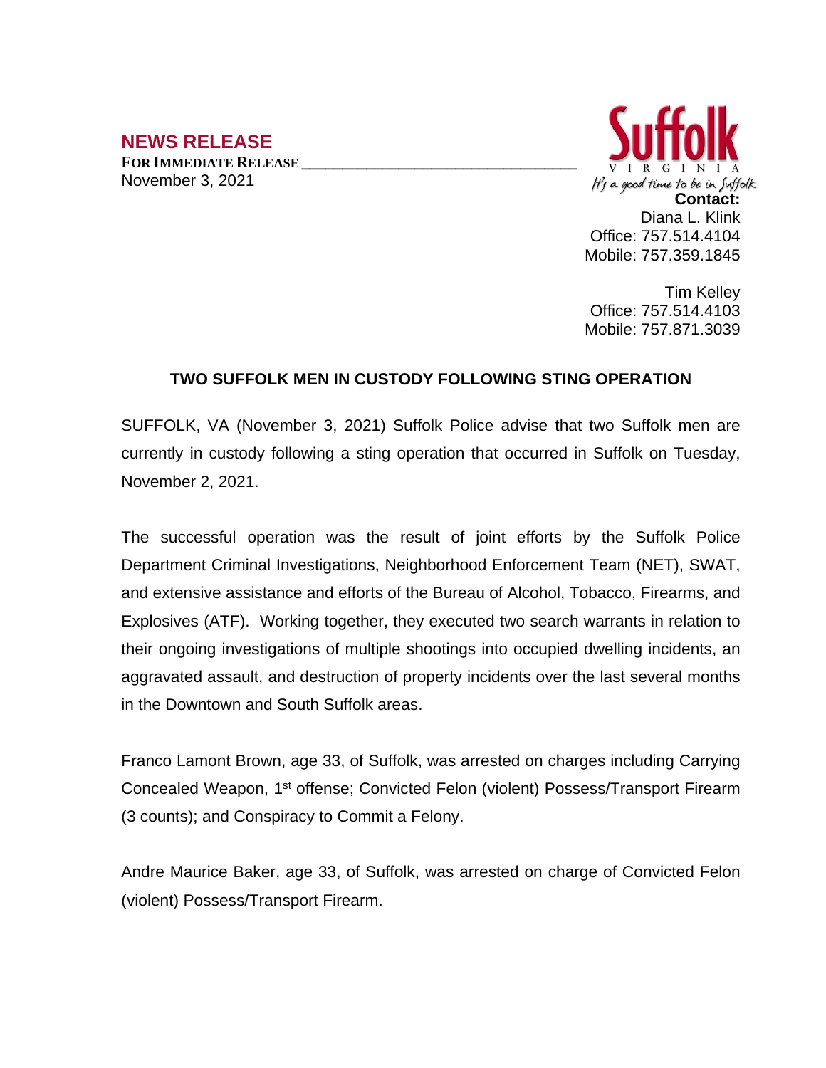## NEWS RELEASE

**FOR IMMEDIATE RELEASE**

November 3, 2021

Suffolk VIRGINIA

*It's a good time to be in Suffolk*

**Contact:**

Diana L. Klink
Office: 757.514.4104
Mobile: 757.359.1845

Tim Kelley
Office: 757.514.4103
Mobile: 757.871.3039

### TWO SUFFOLK MEN IN CUSTODY FOLLOWING STING OPERATION

SUFFOLK, VA (November 3, 2021) Suffolk Police advise that two Suffolk men are currently in custody following a sting operation that occurred in Suffolk on Tuesday, November 2, 2021.

The successful operation was the result of joint efforts by the Suffolk Police Department Criminal Investigations, Neighborhood Enforcement Team (NET), SWAT, and extensive assistance and efforts of the Bureau of Alcohol, Tobacco, Firearms, and Explosives (ATF). Working together, they executed two search warrants in relation to their ongoing investigations of multiple shootings into occupied dwelling incidents, an aggravated assault, and destruction of property incidents over the last several months in the Downtown and South Suffolk areas.

Franco Lamont Brown, age 33, of Suffolk, was arrested on charges including Carrying Concealed Weapon, 1st offense; Convicted Felon (violent) Possess/Transport Firearm (3 counts); and Conspiracy to Commit a Felony.

Andre Maurice Baker, age 33, of Suffolk, was arrested on charge of Convicted Felon (violent) Possess/Transport Firearm.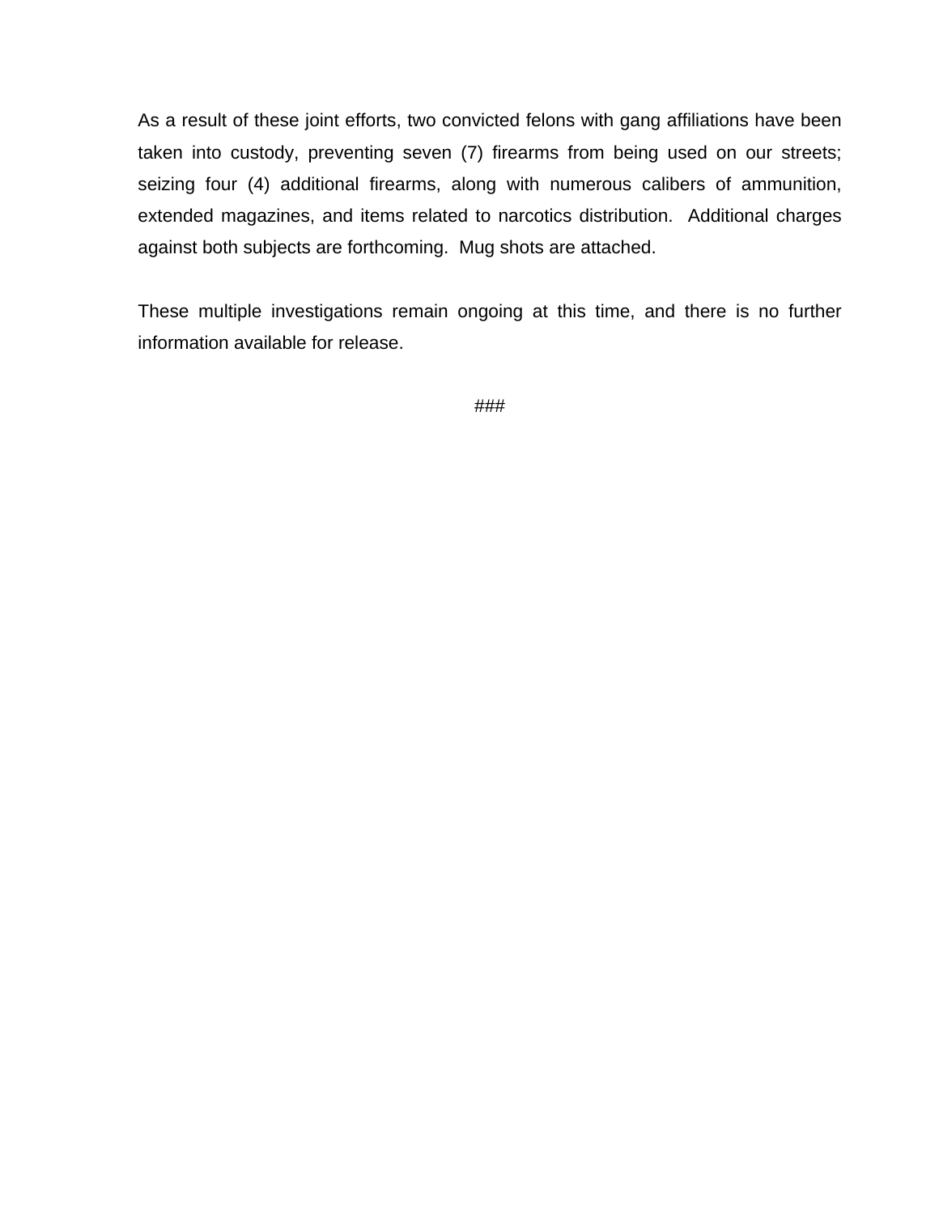As a result of these joint efforts, two convicted felons with gang affiliations have been taken into custody, preventing seven (7) firearms from being used on our streets; seizing four (4) additional firearms, along with numerous calibers of ammunition, extended magazines, and items related to narcotics distribution. Additional charges against both subjects are forthcoming. Mug shots are attached.

These multiple investigations remain ongoing at this time, and there is no further information available for release.

###